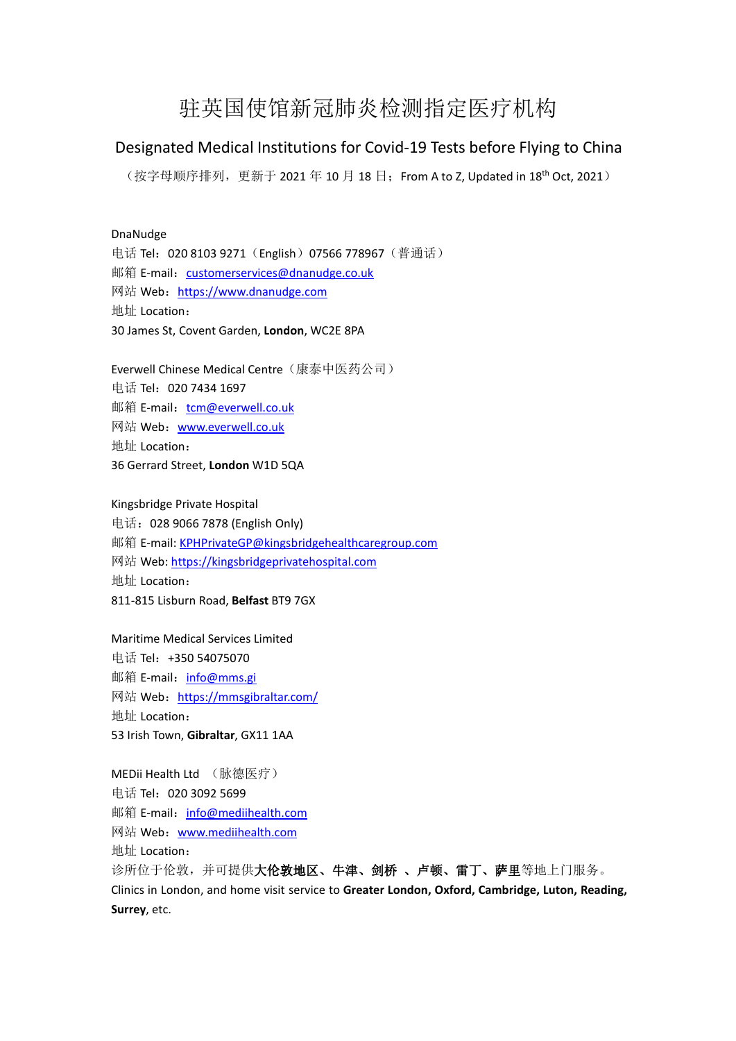# 驻英国使馆新冠肺炎检测指定医疗机构

## Designated Medical Institutions for Covid-19 Tests before Flying to China

（按字母顺序排列，更新于 2021 年 10 月 18 日；From A to Z, Updated in 18th Oct, 2021）

DnaNudge
电话 Tel：020 8103 9271（English）07566 778967（普通话）
邮箱 E-mail：customerservices@dnanudge.co.uk
网站 Web：https://www.dnanudge.com
地址 Location：
30 James St, Covent Garden, **London**, WC2E 8PA

Everwell Chinese Medical Centre（康泰中医药公司）
电话 Tel：020 7434 1697
邮箱 E-mail：tcm@everwell.co.uk
网站 Web：www.everwell.co.uk
地址 Location：
36 Gerrard Street, **London** W1D 5QA

Kingsbridge Private Hospital
电话：028 9066 7878 (English Only)
邮箱 E-mail: KPHPrivateGP@kingsbridgehealthcaregroup.com
网站 Web: https://kingsbridgeprivatehospital.com
地址 Location：
811-815 Lisburn Road, **Belfast** BT9 7GX

Maritime Medical Services Limited
电话 Tel：+350 54075070
邮箱 E-mail：info@mms.gi
网站 Web：https://mmsgibraltar.com/
地址 Location：
53 Irish Town, **Gibraltar**, GX11 1AA

MEDii Health Ltd （脉德医疗）
电话 Tel：020 3092 5699
邮箱 E-mail：info@mediihealth.com
网站 Web：www.mediihealth.com
地址 Location：
诊所位于伦敦，并可提供**大伦敦地区、牛津、剑桥 、卢顿、雷丁、萨里**等地上门服务。
Clinics in London, and home visit service to **Greater London, Oxford, Cambridge, Luton, Reading, Surrey**, etc.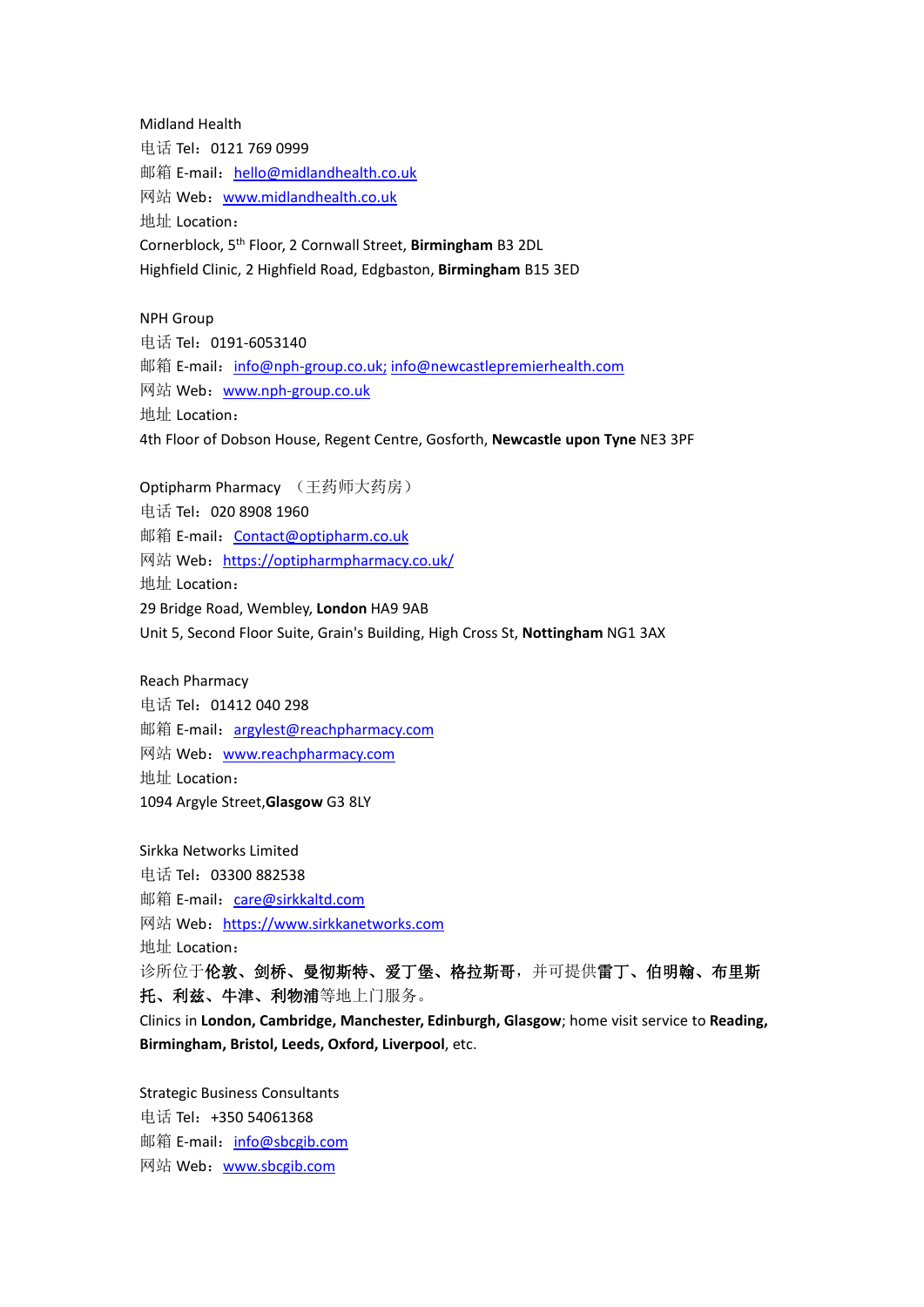Midland Health
电话 Tel：0121 769 0999
邮箱 E-mail：hello@midlandhealth.co.uk
网站 Web：www.midlandhealth.co.uk
地址 Location：
Cornerblock, 5th Floor, 2 Cornwall Street, **Birmingham** B3 2DL
Highfield Clinic, 2 Highfield Road, Edgbaston, **Birmingham** B15 3ED

NPH Group
电话 Tel：0191-6053140
邮箱 E-mail：info@nph-group.co.uk; info@newcastlepremierhealth.com
网站 Web：www.nph-group.co.uk
地址 Location：
4th Floor of Dobson House, Regent Centre, Gosforth, **Newcastle upon Tyne** NE3 3PF

Optipharm Pharmacy （王药师大药房）
电话 Tel：020 8908 1960
邮箱 E-mail：Contact@optipharm.co.uk
网站 Web：https://optipharmpharmacy.co.uk/
地址 Location：
29 Bridge Road, Wembley, **London** HA9 9AB
Unit 5, Second Floor Suite, Grain's Building, High Cross St, **Nottingham** NG1 3AX

Reach Pharmacy
电话 Tel：01412 040 298
邮箱 E-mail：argylest@reachpharmacy.com
网站 Web：www.reachpharmacy.com
地址 Location：
1094 Argyle Street,**Glasgow** G3 8LY

Sirkka Networks Limited
电话 Tel：03300 882538
邮箱 E-mail：care@sirkkaltd.com
网站 Web：https://www.sirkkanetworks.com
地址 Location：
诊所位于**伦敦、剑桥、曼彻斯特、爱丁堡、格拉斯哥**，并可提供**雷丁、伯明翰、布里斯托、利兹、牛津、利物浦**等地上门服务。
Clinics in **London, Cambridge, Manchester, Edinburgh, Glasgow**; home visit service to **Reading, Birmingham, Bristol, Leeds, Oxford, Liverpool**, etc.

Strategic Business Consultants
电话 Tel：+350 54061368
邮箱 E-mail：info@sbcgib.com
网站 Web：www.sbcgib.com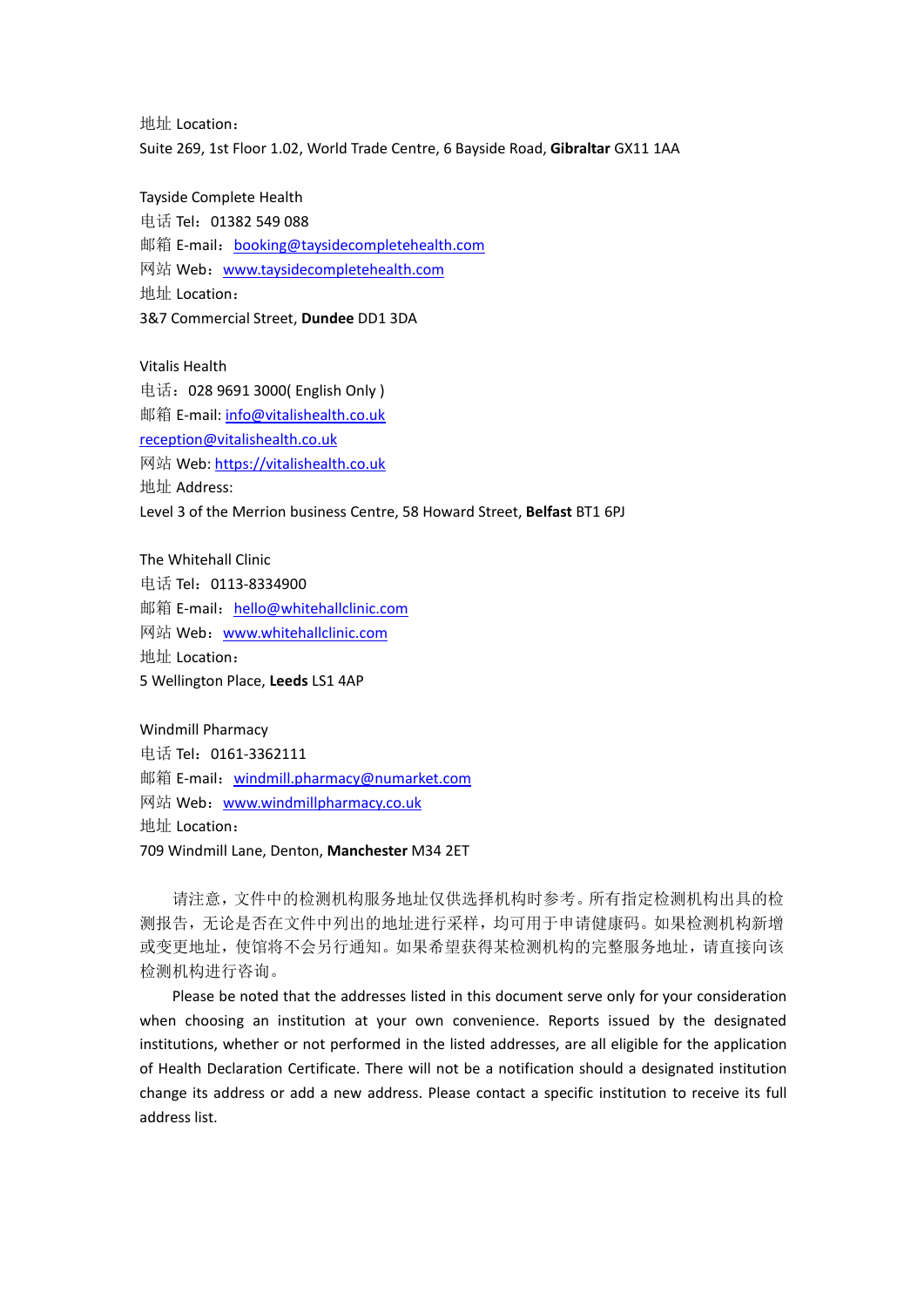地址 Location：
Suite 269, 1st Floor 1.02, World Trade Centre, 6 Bayside Road, **Gibraltar** GX11 1AA

Tayside Complete Health
电话 Tel：01382 549 088
邮箱 E-mail：booking@taysidecompletehealth.com
网站 Web：www.taysidecompletehealth.com
地址 Location：
3&7 Commercial Street, **Dundee** DD1 3DA

Vitalis Health
电话：028 9691 3000( English Only )
邮箱 E-mail: info@vitalishealth.co.uk
reception@vitalishealth.co.uk
网站 Web: https://vitalishealth.co.uk
地址 Address:
Level 3 of the Merrion business Centre, 58 Howard Street, **Belfast** BT1 6PJ

The Whitehall Clinic
电话 Tel：0113-8334900
邮箱 E-mail：hello@whitehallclinic.com
网站 Web：www.whitehallclinic.com
地址 Location：
5 Wellington Place, **Leeds** LS1 4AP

Windmill Pharmacy
电话 Tel：0161-3362111
邮箱 E-mail：windmill.pharmacy@numarket.com
网站 Web：www.windmillpharmacy.co.uk
地址 Location：
709 Windmill Lane, Denton, **Manchester** M34 2ET

请注意，文件中的检测机构服务地址仅供选择机构时参考。所有指定检测机构出具的检测报告，无论是否在文件中列出的地址进行采样，均可用于申请健康码。如果检测机构新增或变更地址，使馆将不会另行通知。如果希望获得某检测机构的完整服务地址，请直接向该检测机构进行咨询。

Please be noted that the addresses listed in this document serve only for your consideration when choosing an institution at your own convenience. Reports issued by the designated institutions, whether or not performed in the listed addresses, are all eligible for the application of Health Declaration Certificate. There will not be a notification should a designated institution change its address or add a new address. Please contact a specific institution to receive its full address list.